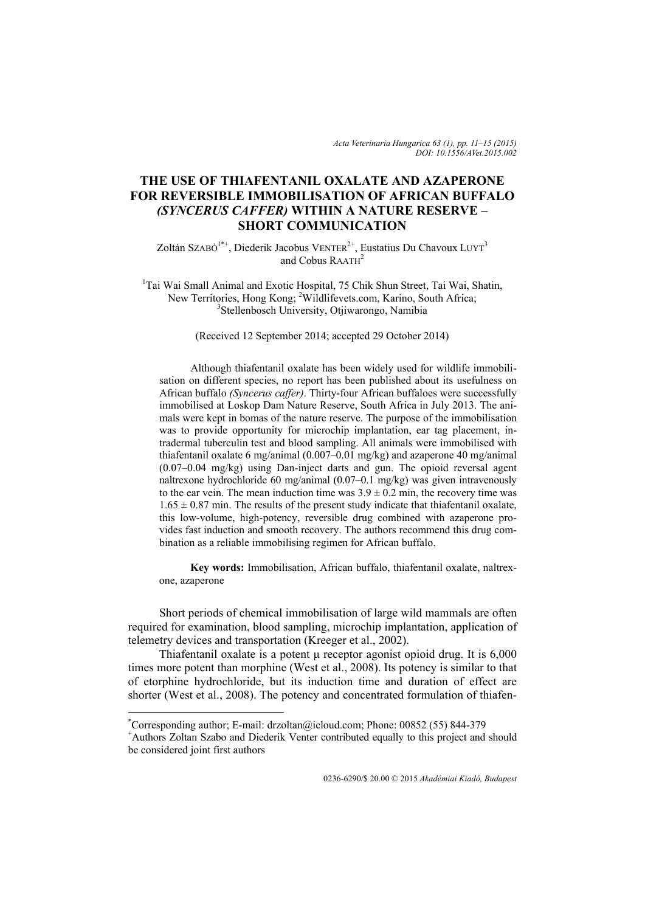# THE USE OF THIAFENTANIL OXALATE AND AZAPERONE FOR REVERSIBLE IMMOBILISATION OF AFRICAN BUFFALO *(SYNCERUS CAFFER)* WITHIN A NATURE RESERVE – SHORT COMMUNICATION

Zoltán SZABÓ[1*+], Diederik Jacobus VENTER[2+], Eustatius Du Chavoux LUYT[3] and Cobus RAATH[2]

[1]Tai Wai Small Animal and Exotic Hospital, 75 Chik Shun Street, Tai Wai, Shatin, New Territories, Hong Kong; [2]Wildlifevets.com, Karino, South Africa; [3]Stellenbosch University, Otjiwarongo, Namibia

(Received 12 September 2014; accepted 29 October 2014)

Although thiafentanil oxalate has been widely used for wildlife immobilisation on different species, no report has been published about its usefulness on African buffalo *(Syncerus caffer)*. Thirty-four African buffaloes were successfully immobilised at Loskop Dam Nature Reserve, South Africa in July 2013. The animals were kept in bomas of the nature reserve. The purpose of the immobilisation was to provide opportunity for microchip implantation, ear tag placement, intradermal tuberculin test and blood sampling. All animals were immobilised with thiafentanil oxalate 6 mg/animal (0.007–0.01 mg/kg) and azaperone 40 mg/animal (0.07–0.04 mg/kg) using Dan-inject darts and gun. The opioid reversal agent naltrexone hydrochloride 60 mg/animal (0.07–0.1 mg/kg) was given intravenously to the ear vein. The mean induction time was $3.9 \pm 0.2$ min, the recovery time was $1.65 \pm 0.87$ min. The results of the present study indicate that thiafentanil oxalate, this low-volume, high-potency, reversible drug combined with azaperone provides fast induction and smooth recovery. The authors recommend this drug combination as a reliable immobilising regimen for African buffalo.

**Key words:** Immobilisation, African buffalo, thiafentanil oxalate, naltrexone, azaperone

Short periods of chemical immobilisation of large wild mammals are often required for examination, blood sampling, microchip implantation, application of telemetry devices and transportation (Kreeger et al., 2002).

Thiafentanil oxalate is a potent μ receptor agonist opioid drug. It is 6,000 times more potent than morphine (West et al., 2008). Its potency is similar to that of etorphine hydrochloride, but its induction time and duration of effect are shorter (West et al., 2008). The potency and concentrated formulation of thiafen-

---

[*]Corresponding author; E-mail: drzoltan@icloud.com; Phone: 00852 (55) 844-379
[+]Authors Zoltan Szabo and Diederik Venter contributed equally to this project and should be considered joint first authors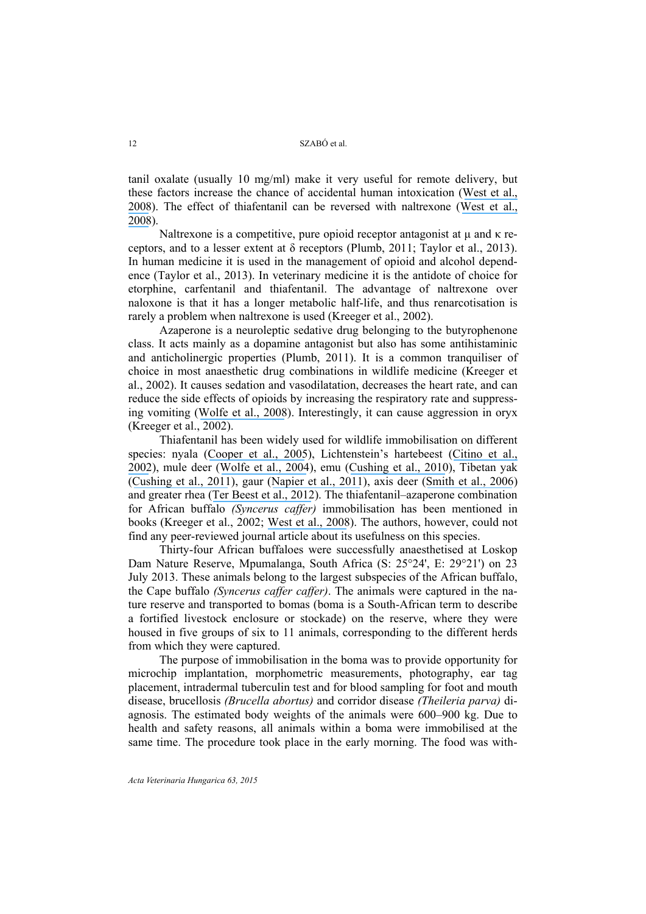tanil oxalate (usually 10 mg/ml) make it very useful for remote delivery, but these factors increase the chance of accidental human intoxication (West et al., 2008). The effect of thiafentanil can be reversed with naltrexone (West et al., 2008).

Naltrexone is a competitive, pure opioid receptor antagonist at μ and κ receptors, and to a lesser extent at δ receptors (Plumb, 2011; Taylor et al., 2013). In human medicine it is used in the management of opioid and alcohol dependence (Taylor et al., 2013). In veterinary medicine it is the antidote of choice for etorphine, carfentanil and thiafentanil. The advantage of naltrexone over naloxone is that it has a longer metabolic half-life, and thus renarcotisation is rarely a problem when naltrexone is used (Kreeger et al., 2002).

Azaperone is a neuroleptic sedative drug belonging to the butyrophenone class. It acts mainly as a dopamine antagonist but also has some antihistaminic and anticholinergic properties (Plumb, 2011). It is a common tranquiliser of choice in most anaesthetic drug combinations in wildlife medicine (Kreeger et al., 2002). It causes sedation and vasodilatation, decreases the heart rate, and can reduce the side effects of opioids by increasing the respiratory rate and suppressing vomiting (Wolfe et al., 2008). Interestingly, it can cause aggression in oryx (Kreeger et al., 2002).

Thiafentanil has been widely used for wildlife immobilisation on different species: nyala (Cooper et al., 2005), Lichtenstein's hartebeest (Citino et al., 2002), mule deer (Wolfe et al., 2004), emu (Cushing et al., 2010), Tibetan yak (Cushing et al., 2011), gaur (Napier et al., 2011), axis deer (Smith et al., 2006) and greater rhea (Ter Beest et al., 2012). The thiafentanil–azaperone combination for African buffalo *(Syncerus caffer)* immobilisation has been mentioned in books (Kreeger et al., 2002; West et al., 2008). The authors, however, could not find any peer-reviewed journal article about its usefulness on this species.

Thirty-four African buffaloes were successfully anaesthetised at Loskop Dam Nature Reserve, Mpumalanga, South Africa (S: 25°24', E: 29°21') on 23 July 2013. These animals belong to the largest subspecies of the African buffalo, the Cape buffalo *(Syncerus caffer caffer)*. The animals were captured in the nature reserve and transported to bomas (boma is a South-African term to describe a fortified livestock enclosure or stockade) on the reserve, where they were housed in five groups of six to 11 animals, corresponding to the different herds from which they were captured.

The purpose of immobilisation in the boma was to provide opportunity for microchip implantation, morphometric measurements, photography, ear tag placement, intradermal tuberculin test and for blood sampling for foot and mouth disease, brucellosis *(Brucella abortus)* and corridor disease *(Theileria parva)* diagnosis. The estimated body weights of the animals were 600–900 kg. Due to health and safety reasons, all animals within a boma were immobilised at the same time. The procedure took place in the early morning. The food was with-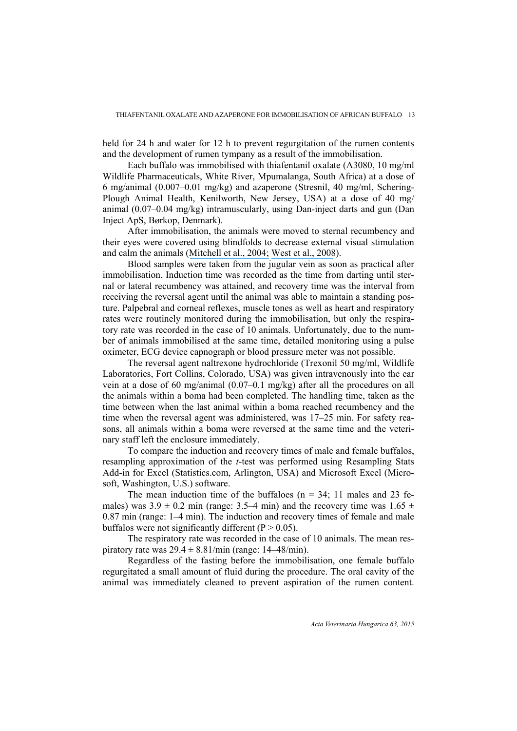held for 24 h and water for 12 h to prevent regurgitation of the rumen contents and the development of rumen tympany as a result of the immobilisation.

Each buffalo was immobilised with thiafentanil oxalate (A3080, 10 mg/ml Wildlife Pharmaceuticals, White River, Mpumalanga, South Africa) at a dose of 6 mg/animal (0.007–0.01 mg/kg) and azaperone (Stresnil, 40 mg/ml, Schering-Plough Animal Health, Kenilworth, New Jersey, USA) at a dose of 40 mg/animal (0.07–0.04 mg/kg) intramuscularly, using Dan-inject darts and gun (Dan Inject ApS, Børkop, Denmark).

After immobilisation, the animals were moved to sternal recumbency and their eyes were covered using blindfolds to decrease external visual stimulation and calm the animals (Mitchell et al., 2004; West et al., 2008).

Blood samples were taken from the jugular vein as soon as practical after immobilisation. Induction time was recorded as the time from darting until sternal or lateral recumbency was attained, and recovery time was the interval from receiving the reversal agent until the animal was able to maintain a standing posture. Palpebral and corneal reflexes, muscle tones as well as heart and respiratory rates were routinely monitored during the immobilisation, but only the respiratory rate was recorded in the case of 10 animals. Unfortunately, due to the number of animals immobilised at the same time, detailed monitoring using a pulse oximeter, ECG device capnograph or blood pressure meter was not possible.

The reversal agent naltrexone hydrochloride (Trexonil 50 mg/ml, Wildlife Laboratories, Fort Collins, Colorado, USA) was given intravenously into the ear vein at a dose of 60 mg/animal (0.07–0.1 mg/kg) after all the procedures on all the animals within a boma had been completed. The handling time, taken as the time between when the last animal within a boma reached recumbency and the time when the reversal agent was administered, was 17–25 min. For safety reasons, all animals within a boma were reversed at the same time and the veterinary staff left the enclosure immediately.

To compare the induction and recovery times of male and female buffalos, resampling approximation of the *t*-test was performed using Resampling Stats Add-in for Excel (Statistics.com, Arlington, USA) and Microsoft Excel (Microsoft, Washington, U.S.) software.

The mean induction time of the buffaloes ($n = 34$; 11 males and 23 females) was $3.9 \pm 0.2$ min (range: 3.5–4 min) and the recovery time was $1.65 \pm 0.87$ min (range: 1–4 min). The induction and recovery times of female and male buffalos were not significantly different ($P > 0.05$).

The respiratory rate was recorded in the case of 10 animals. The mean respiratory rate was $29.4 \pm 8.81$/min (range: 14–48/min).

Regardless of the fasting before the immobilisation, one female buffalo regurgitated a small amount of fluid during the procedure. The oral cavity of the animal was immediately cleaned to prevent aspiration of the rumen content.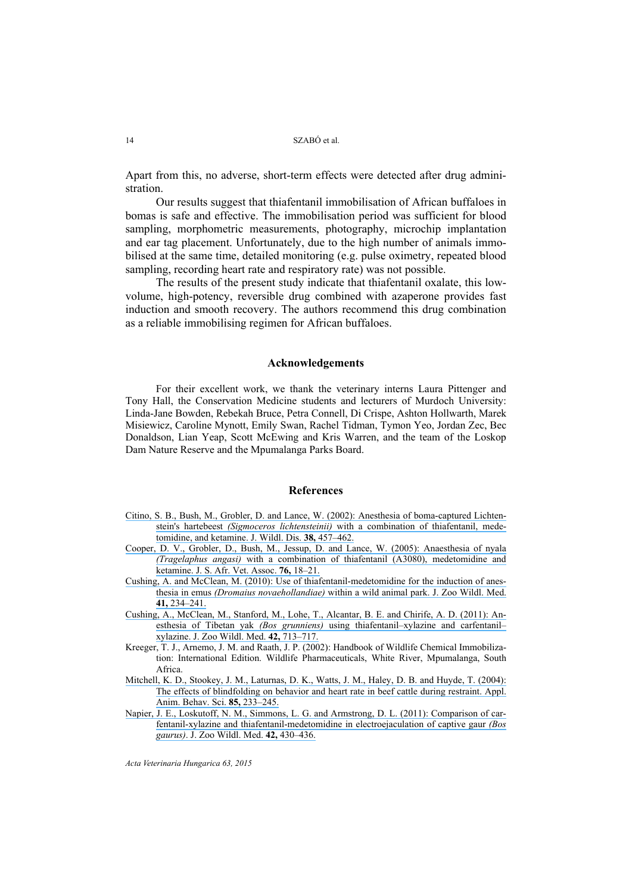Apart from this, no adverse, short-term effects were detected after drug administration.

Our results suggest that thiafentanil immobilisation of African buffaloes in bomas is safe and effective. The immobilisation period was sufficient for blood sampling, morphometric measurements, photography, microchip implantation and ear tag placement. Unfortunately, due to the high number of animals immobilised at the same time, detailed monitoring (e.g. pulse oximetry, repeated blood sampling, recording heart rate and respiratory rate) was not possible.

The results of the present study indicate that thiafentanil oxalate, this low-volume, high-potency, reversible drug combined with azaperone provides fast induction and smooth recovery. The authors recommend this drug combination as a reliable immobilising regimen for African buffaloes.

## Acknowledgements

For their excellent work, we thank the veterinary interns Laura Pittenger and Tony Hall, the Conservation Medicine students and lecturers of Murdoch University: Linda-Jane Bowden, Rebekah Bruce, Petra Connell, Di Crispe, Ashton Hollwarth, Marek Misiewicz, Caroline Mynott, Emily Swan, Rachel Tidman, Tymon Yeo, Jordan Zec, Bec Donaldson, Lian Yeap, Scott McEwing and Kris Warren, and the team of the Loskop Dam Nature Reserve and the Mpumalanga Parks Board.

## References

Citino, S. B., Bush, M., Grobler, D. and Lance, W. (2002): Anesthesia of boma-captured Lichtenstein's hartebeest *(Sigmoceros lichtensteinii)* with a combination of thiafentanil, medetomidine, and ketamine. J. Wildl. Dis. **38,** 457–462.

Cooper, D. V., Grobler, D., Bush, M., Jessup, D. and Lance, W. (2005): Anaesthesia of nyala *(Tragelaphus angasi)* with a combination of thiafentanil (A3080), medetomidine and ketamine. J. S. Afr. Vet. Assoc. **76,** 18–21.

Cushing, A. and McClean, M. (2010): Use of thiafentanil-medetomidine for the induction of anesthesia in emus *(Dromaius novaehollandiae)* within a wild animal park. J. Zoo Wildl. Med. **41,** 234–241.

Cushing, A., McClean, M., Stanford, M., Lohe, T., Alcantar, B. E. and Chirife, A. D. (2011): Anesthesia of Tibetan yak *(Bos grunniens)* using thiafentanil–xylazine and carfentanil–xylazine. J. Zoo Wildl. Med. **42,** 713–717.

Kreeger, T. J., Arnemo, J. M. and Raath, J. P. (2002): Handbook of Wildlife Chemical Immobilization: International Edition. Wildlife Pharmaceuticals, White River, Mpumalanga, South Africa.

Mitchell, K. D., Stookey, J. M., Laturnas, D. K., Watts, J. M., Haley, D. B. and Huyde, T. (2004): The effects of blindfolding on behavior and heart rate in beef cattle during restraint. Appl. Anim. Behav. Sci. **85,** 233–245.

Napier, J. E., Loskutoff, N. M., Simmons, L. G. and Armstrong, D. L. (2011): Comparison of carfentanil-xylazine and thiafentanil-medetomidine in electroejaculation of captive gaur *(Bos gaurus)*. J. Zoo Wildl. Med. **42,** 430–436.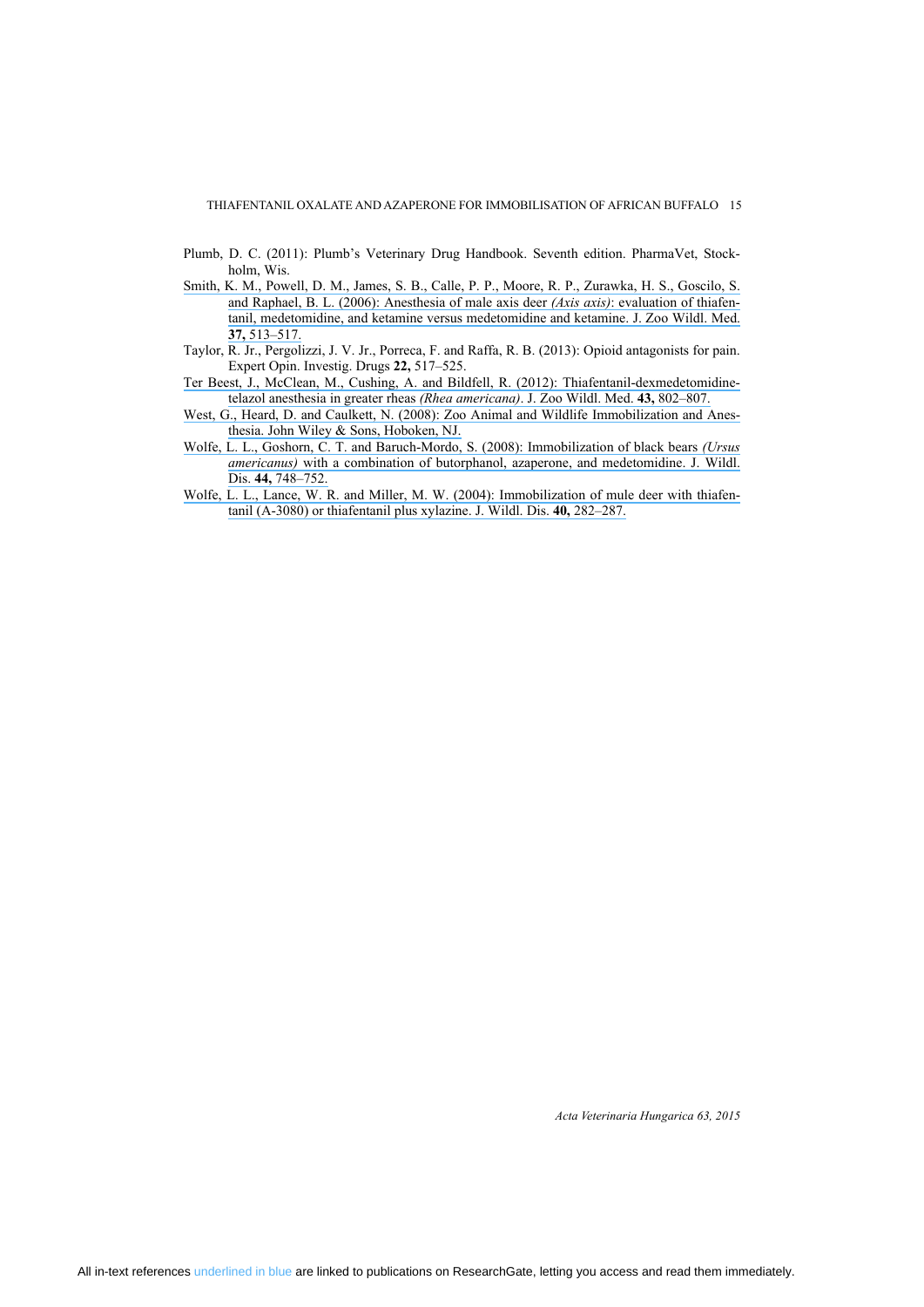Plumb, D. C. (2011): Plumb's Veterinary Drug Handbook. Seventh edition. PharmaVet, Stockholm, Wis.

Smith, K. M., Powell, D. M., James, S. B., Calle, P. P., Moore, R. P., Zurawka, H. S., Goscilo, S. and Raphael, B. L. (2006): Anesthesia of male axis deer *(Axis axis)*: evaluation of thiafentanil, medetomidine, and ketamine versus medetomidine and ketamine. J. Zoo Wildl. Med. **37,** 513–517.

Taylor, R. Jr., Pergolizzi, J. V. Jr., Porreca, F. and Raffa, R. B. (2013): Opioid antagonists for pain. Expert Opin. Investig. Drugs **22,** 517–525.

Ter Beest, J., McClean, M., Cushing, A. and Bildfell, R. (2012): Thiafentanil-dexmedetomidine-telazol anesthesia in greater rheas *(Rhea americana)*. J. Zoo Wildl. Med. **43,** 802–807.

West, G., Heard, D. and Caulkett, N. (2008): Zoo Animal and Wildlife Immobilization and Anesthesia. John Wiley & Sons, Hoboken, NJ.

Wolfe, L. L., Goshorn, C. T. and Baruch-Mordo, S. (2008): Immobilization of black bears *(Ursus americanus)* with a combination of butorphanol, azaperone, and medetomidine. J. Wildl. Dis. **44,** 748–752.

Wolfe, L. L., Lance, W. R. and Miller, M. W. (2004): Immobilization of mule deer with thiafentanil (A-3080) or thiafentanil plus xylazine. J. Wildl. Dis. **40,** 282–287.

All in-text references underlined in blue are linked to publications on ResearchGate, letting you access and read them immediately.